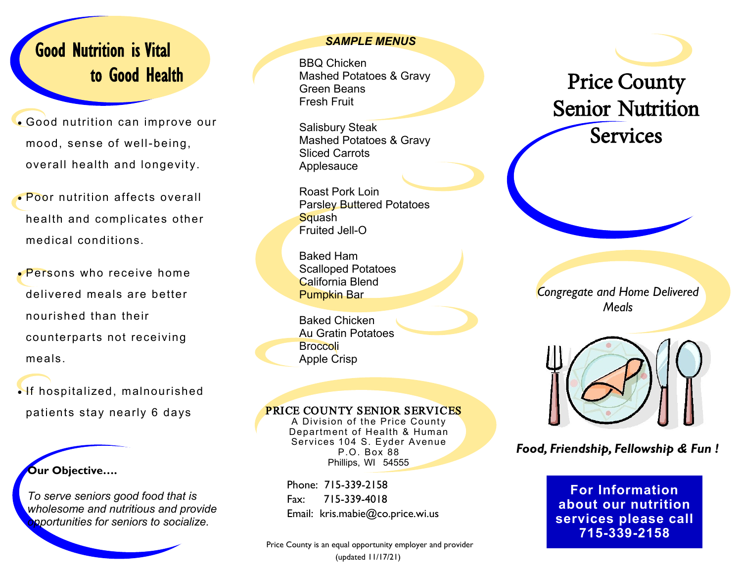# Good Nutrition is Vital to Good Health

- Good nutrition can improve our mood, sense of well-being, overall health and longevity.
- Poor nutrition affects overall health and complicates other medical conditions.
- Persons who receive home delivered meals are better nourished than their counterparts not receiving meals.
- If hospitalized, malnourished patients stay nearly 6 days

**Our Objective….**

*To serve seniors good food that is wholesome and nutritious and provide opportunities for seniors to socialize.*

## *SAMPLE MENUS*

BBQ Chicken
Mashed Potatoes & Gravy
Green Beans
Fresh Fruit

Salisbury Steak
Mashed Potatoes & Gravy
Sliced Carrots
Applesauce

Roast Pork Loin
Parsley Buttered Potatoes
Squash
Fruited Jell-O

Baked Ham
Scalloped Potatoes
California Blend
Pumpkin Bar

Baked Chicken
Au Gratin Potatoes
Broccoli
Apple Crisp

PRICE COUNTY SENIOR SERVICES
A Division of the Price County Department of Health & Human Services 104 S. Eyder Avenue
P.O. Box 88
Phillips, WI 54555

Phone: 715-339-2158
Fax: 715-339-4018
Email: kris.mabie@co.price.wi.us

Price County is an equal opportunity employer and provider
(updated 11/17/21)

# Price County Senior Nutrition Services

*Congregate and Home Delivered Meals*

***Food, Friendship, Fellowship & Fun !***

**For Information about our nutrition services please call 715-339-2158**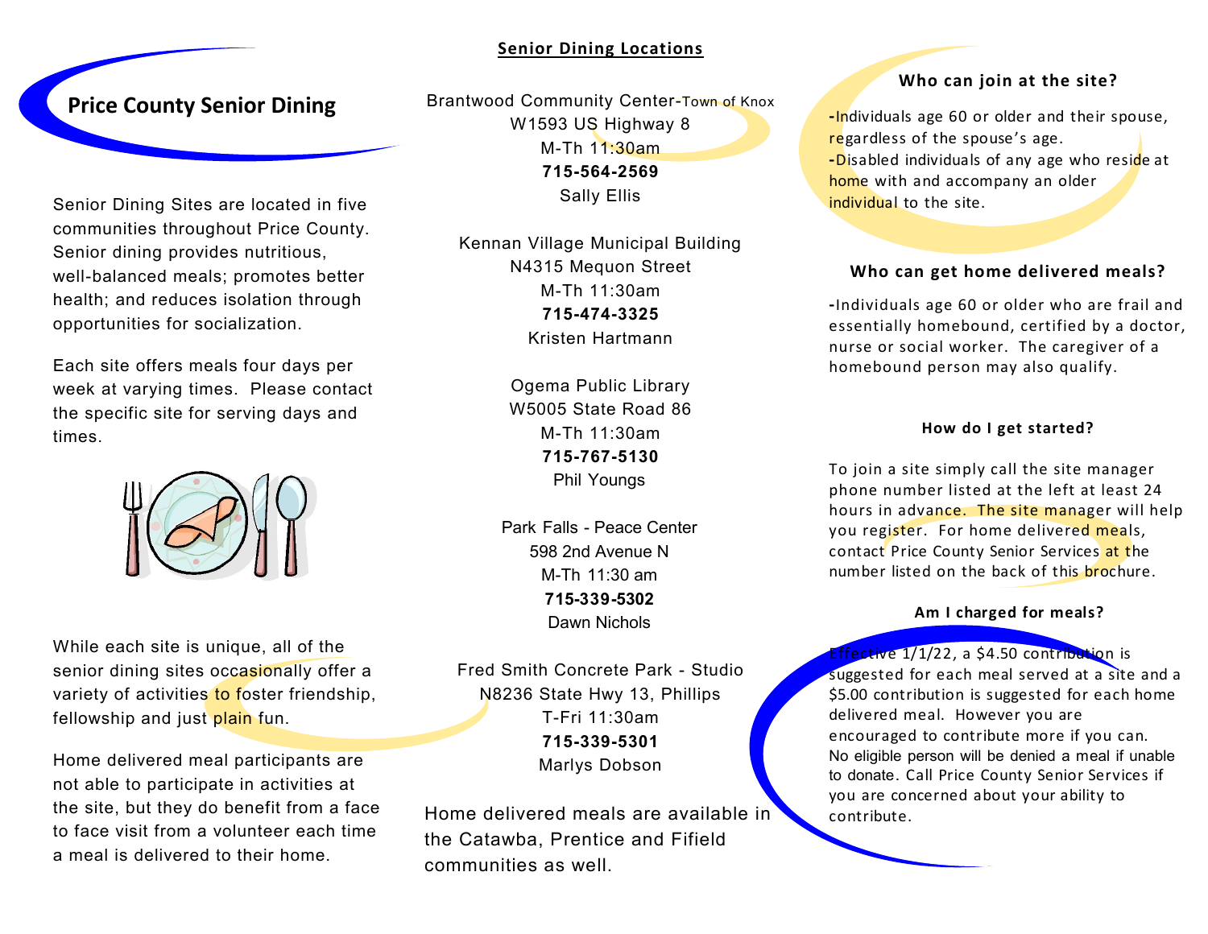# Price County Senior Dining

Senior Dining Sites are located in five communities throughout Price County. Senior dining provides nutritious, well-balanced meals; promotes better health; and reduces isolation through opportunities for socialization.

Each site offers meals four days per week at varying times. Please contact the specific site for serving days and times.

While each site is unique, all of the senior dining sites occasionally offer a variety of activities to foster friendship, fellowship and just plain fun.

Home delivered meal participants are not able to participate in activities at the site, but they do benefit from a face to face visit from a volunteer each time a meal is delivered to their home.

## Senior Dining Locations

Brantwood Community Center-Town of Knox
W1593 US Highway 8
M-Th 11:30am
**715-564-2569**
Sally Ellis

Kennan Village Municipal Building
N4315 Mequon Street
M-Th 11:30am
**715-474-3325**
Kristen Hartmann

Ogema Public Library
W5005 State Road 86
M-Th 11:30am
**715-767-5130**
Phil Youngs

Park Falls - Peace Center
598 2nd Avenue N
M-Th 11:30 am
**715-339-5302**
Dawn Nichols

Fred Smith Concrete Park - Studio
N8236 State Hwy 13, Phillips
T-Fri 11:30am
**715-339-5301**
Marlys Dobson

Home delivered meals are available in the Catawba, Prentice and Fifield communities as well.

### Who can join at the site?

- Individuals age 60 or older and their spouse, regardless of the spouse's age.
- Disabled individuals of any age who reside at home with and accompany an older individual to the site.

### Who can get home delivered meals?

- Individuals age 60 or older who are frail and essentially homebound, certified by a doctor, nurse or social worker. The caregiver of a homebound person may also qualify.

### How do I get started?

To join a site simply call the site manager phone number listed at the left at least 24 hours in advance. The site manager will help you register. For home delivered meals, contact Price County Senior Services at the number listed on the back of this brochure.

### Am I charged for meals?

Effective 1/1/22, a $4.50 contribution is suggested for each meal served at a site and a $5.00 contribution is suggested for each home delivered meal. However you are encouraged to contribute more if you can. No eligible person will be denied a meal if unable to donate. Call Price County Senior Services if you are concerned about your ability to contribute.